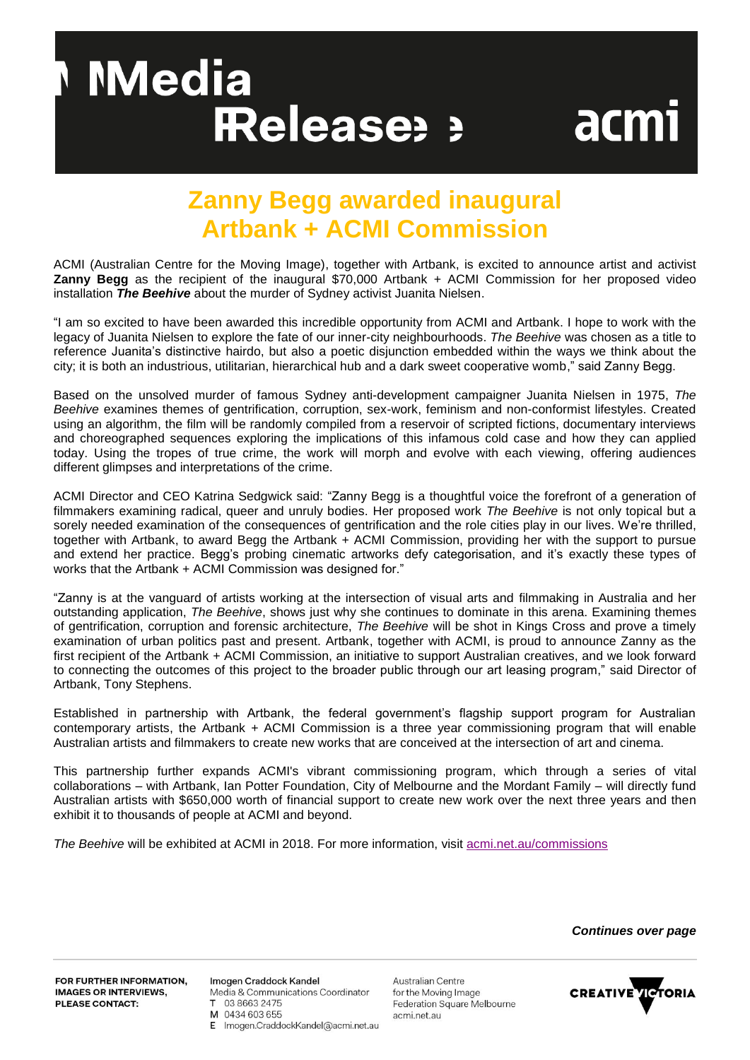# Media Release

acmi

## Zanny Begg awarded inaugural Artbank + ACMI Commission

ACMI (Australian Centre for the Moving Image), together with Artbank, is excited to announce artist and activist **Zanny Begg** as the recipient of the inaugural $70,000 Artbank + ACMI Commission for her proposed video installation ***The Beehive*** about the murder of Sydney activist Juanita Nielsen.

“I am so excited to have been awarded this incredible opportunity from ACMI and Artbank. I hope to work with the legacy of Juanita Nielsen to explore the fate of our inner-city neighbourhoods. *The Beehive* was chosen as a title to reference Juanita’s distinctive hairdo, but also a poetic disjunction embedded within the ways we think about the city; it is both an industrious, utilitarian, hierarchical hub and a dark sweet cooperative womb,” said Zanny Begg.

Based on the unsolved murder of famous Sydney anti-development campaigner Juanita Nielsen in 1975, *The Beehive* examines themes of gentrification, corruption, sex-work, feminism and non-conformist lifestyles. Created using an algorithm, the film will be randomly compiled from a reservoir of scripted fictions, documentary interviews and choreographed sequences exploring the implications of this infamous cold case and how they can applied today. Using the tropes of true crime, the work will morph and evolve with each viewing, offering audiences different glimpses and interpretations of the crime.

ACMI Director and CEO Katrina Sedgwick said: “Zanny Begg is a thoughtful voice the forefront of a generation of filmmakers examining radical, queer and unruly bodies. Her proposed work *The Beehive* is not only topical but a sorely needed examination of the consequences of gentrification and the role cities play in our lives. We’re thrilled, together with Artbank, to award Begg the Artbank + ACMI Commission, providing her with the support to pursue and extend her practice. Begg’s probing cinematic artworks defy categorisation, and it’s exactly these types of works that the Artbank + ACMI Commission was designed for.”

“Zanny is at the vanguard of artists working at the intersection of visual arts and filmmaking in Australia and her outstanding application, *The Beehive*, shows just why she continues to dominate in this arena. Examining themes of gentrification, corruption and forensic architecture, *The Beehive* will be shot in Kings Cross and prove a timely examination of urban politics past and present. Artbank, together with ACMI, is proud to announce Zanny as the first recipient of the Artbank + ACMI Commission, an initiative to support Australian creatives, and we look forward to connecting the outcomes of this project to the broader public through our art leasing program,” said Director of Artbank, Tony Stephens.

Established in partnership with Artbank, the federal government’s flagship support program for Australian contemporary artists, the Artbank + ACMI Commission is a three year commissioning program that will enable Australian artists and filmmakers to create new works that are conceived at the intersection of art and cinema.

This partnership further expands ACMI's vibrant commissioning program, which through a series of vital collaborations – with Artbank, Ian Potter Foundation, City of Melbourne and the Mordant Family – will directly fund Australian artists with $650,000 worth of financial support to create new work over the next three years and then exhibit it to thousands of people at ACMI and beyond.

*The Beehive* will be exhibited at ACMI in 2018. For more information, visit acmi.net.au/commissions

***Continues over page***

**FOR FURTHER INFORMATION, IMAGES OR INTERVIEWS, PLEASE CONTACT:**

**Imogen Craddock Kandel**
Media & Communications Coordinator
T 03 8663 2475
M 0434 603 655
E Imogen.CraddockKandel@acmi.net.au

Australian Centre for the Moving Image
Federation Square Melbourne
acmi.net.au

CREATIVE VICTORIA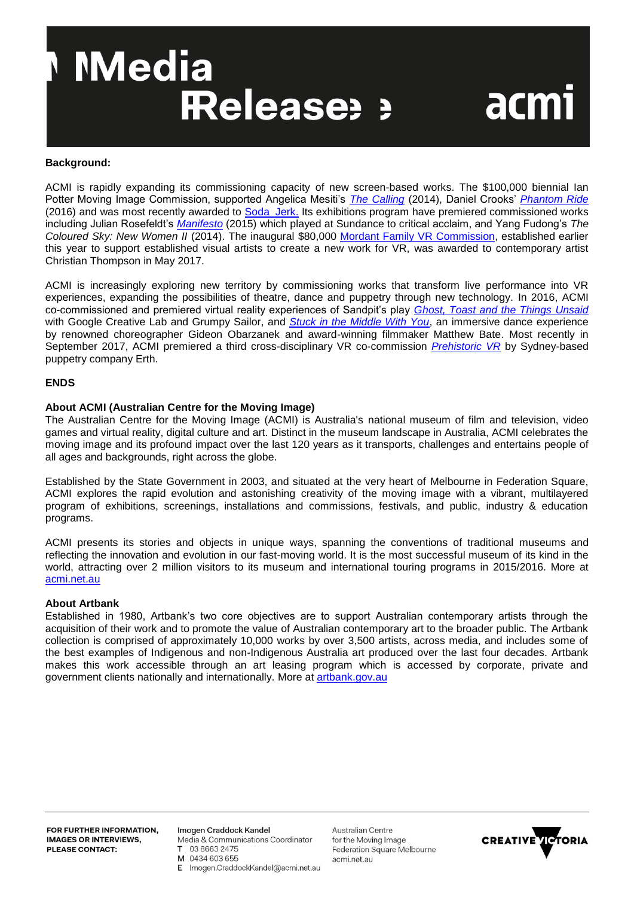**Background:**

ACMI is rapidly expanding its commissioning capacity of new screen-based works. The $100,000 biennial Ian Potter Moving Image Commission, supported Angelica Mesiti's *The Calling* (2014), Daniel Crooks' *Phantom Ride* (2016) and was most recently awarded to Soda_Jerk. Its exhibitions program have premiered commissioned works including Julian Rosefeldt's *Manifesto* (2015) which played at Sundance to critical acclaim, and Yang Fudong's *The Coloured Sky: New Women II* (2014). The inaugural $80,000 Mordant Family VR Commission, established earlier this year to support established visual artists to create a new work for VR, was awarded to contemporary artist Christian Thompson in May 2017.

ACMI is increasingly exploring new territory by commissioning works that transform live performance into VR experiences, expanding the possibilities of theatre, dance and puppetry through new technology. In 2016, ACMI co-commissioned and premiered virtual reality experiences of Sandpit's play *Ghost, Toast and the Things Unsaid* with Google Creative Lab and Grumpy Sailor, and *Stuck in the Middle With You*, an immersive dance experience by renowned choreographer Gideon Obarzanek and award-winning filmmaker Matthew Bate. Most recently in September 2017, ACMI premiered a third cross-disciplinary VR co-commission *Prehistoric VR* by Sydney-based puppetry company Erth.

**ENDS**

**About ACMI (Australian Centre for the Moving Image)**

The Australian Centre for the Moving Image (ACMI) is Australia's national museum of film and television, video games and virtual reality, digital culture and art. Distinct in the museum landscape in Australia, ACMI celebrates the moving image and its profound impact over the last 120 years as it transports, challenges and entertains people of all ages and backgrounds, right across the globe.

Established by the State Government in 2003, and situated at the very heart of Melbourne in Federation Square, ACMI explores the rapid evolution and astonishing creativity of the moving image with a vibrant, multilayered program of exhibitions, screenings, installations and commissions, festivals, and public, industry & education programs.

ACMI presents its stories and objects in unique ways, spanning the conventions of traditional museums and reflecting the innovation and evolution in our fast-moving world. It is the most successful museum of its kind in the world, attracting over 2 million visitors to its museum and international touring programs in 2015/2016. More at acmi.net.au

**About Artbank**

Established in 1980, Artbank's two core objectives are to support Australian contemporary artists through the acquisition of their work and to promote the value of Australian contemporary art to the broader public. The Artbank collection is comprised of approximately 10,000 works by over 3,500 artists, across media, and includes some of the best examples of Indigenous and non-Indigenous Australia art produced over the last four decades. Artbank makes this work accessible through an art leasing program which is accessed by corporate, private and government clients nationally and internationally. More at artbank.gov.au

**FOR FURTHER INFORMATION, IMAGES OR INTERVIEWS, PLEASE CONTACT:**

Imogen Craddock Kandel
Media & Communications Coordinator
T 03 8663 2475
M 0434 603 655
E Imogen.CraddockKandel@acmi.net.au

Australian Centre for the Moving Image
Federation Square Melbourne
acmi.net.au